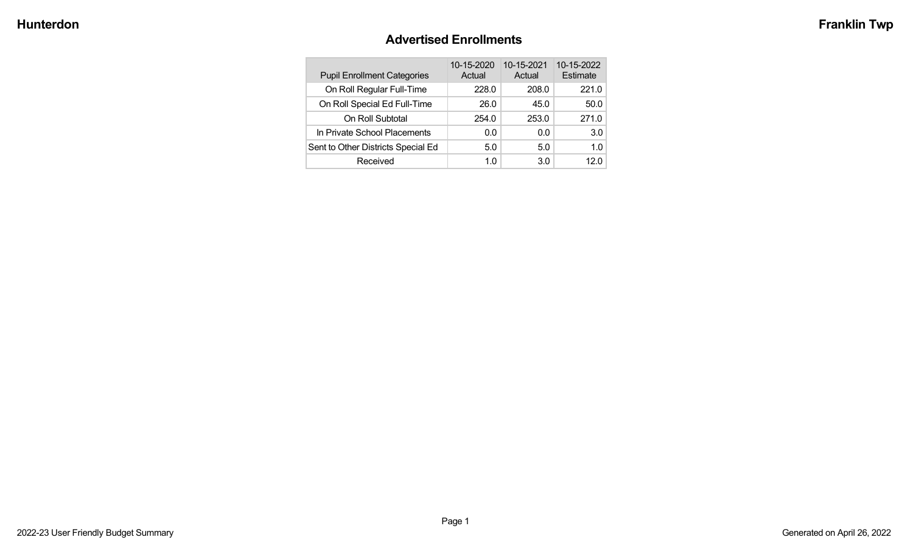# Advertised Enrollments

| Pupil Enrollment Categories | 10-15-2020 Actual | 10-15-2021 Actual | 10-15-2022 Estimate |
|---|---|---|---|
| On Roll Regular Full-Time | 228.0 | 208.0 | 221.0 |
| On Roll Special Ed Full-Time | 26.0 | 45.0 | 50.0 |
| On Roll Subtotal | 254.0 | 253.0 | 271.0 |
| In Private School Placements | 0.0 | 0.0 | 3.0 |
| Sent to Other Districts Special Ed | 5.0 | 5.0 | 1.0 |
| Received | 1.0 | 3.0 | 12.0 |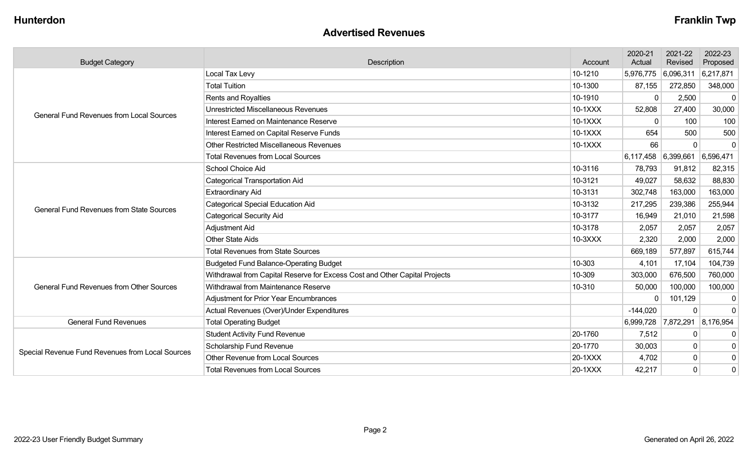## Advertised Revenues

| Budget Category | Description | Account | 2020-21 Actual | 2021-22 Revised | 2022-23 Proposed |
|---|---|---|---|---|---|
| General Fund Revenues from Local Sources | Local Tax Levy | 10-1210 | 5,976,775 | 6,096,311 | 6,217,871 |
| | Total Tuition | 10-1300 | 87,155 | 272,850 | 348,000 |
| | Rents and Royalties | 10-1910 | 0 | 2,500 | 0 |
| | Unrestricted Miscellaneous Revenues | 10-1XXX | 52,808 | 27,400 | 30,000 |
| | Interest Earned on Maintenance Reserve | 10-1XXX | 0 | 100 | 100 |
| | Interest Earned on Capital Reserve Funds | 10-1XXX | 654 | 500 | 500 |
| | Other Restricted Miscellaneous Revenues | 10-1XXX | 66 | 0 | 0 |
| | Total Revenues from Local Sources | | 6,117,458 | 6,399,661 | 6,596,471 |
| General Fund Revenues from State Sources | School Choice Aid | 10-3116 | 78,793 | 91,812 | 82,315 |
| | Categorical Transportation Aid | 10-3121 | 49,027 | 58,632 | 88,830 |
| | Extraordinary Aid | 10-3131 | 302,748 | 163,000 | 163,000 |
| | Categorical Special Education Aid | 10-3132 | 217,295 | 239,386 | 255,944 |
| | Categorical Security Aid | 10-3177 | 16,949 | 21,010 | 21,598 |
| | Adjustment Aid | 10-3178 | 2,057 | 2,057 | 2,057 |
| | Other State Aids | 10-3XXX | 2,320 | 2,000 | 2,000 |
| | Total Revenues from State Sources | | 669,189 | 577,897 | 615,744 |
| General Fund Revenues from Other Sources | Budgeted Fund Balance-Operating Budget | 10-303 | 4,101 | 17,104 | 104,739 |
| | Withdrawal from Capital Reserve for Excess Cost and Other Capital Projects | 10-309 | 303,000 | 676,500 | 760,000 |
| | Withdrawal from Maintenance Reserve | 10-310 | 50,000 | 100,000 | 100,000 |
| | Adjustment for Prior Year Encumbrances | | 0 | 101,129 | 0 |
| | Actual Revenues (Over)/Under Expenditures | | -144,020 | 0 | 0 |
| General Fund Revenues | Total Operating Budget | | 6,999,728 | 7,872,291 | 8,176,954 |
| Special Revenue Fund Revenues from Local Sources | Student Activity Fund Revenue | 20-1760 | 7,512 | 0 | 0 |
| | Scholarship Fund Revenue | 20-1770 | 30,003 | 0 | 0 |
| | Other Revenue from Local Sources | 20-1XXX | 4,702 | 0 | 0 |
| | Total Revenues from Local Sources | 20-1XXX | 42,217 | 0 | 0 |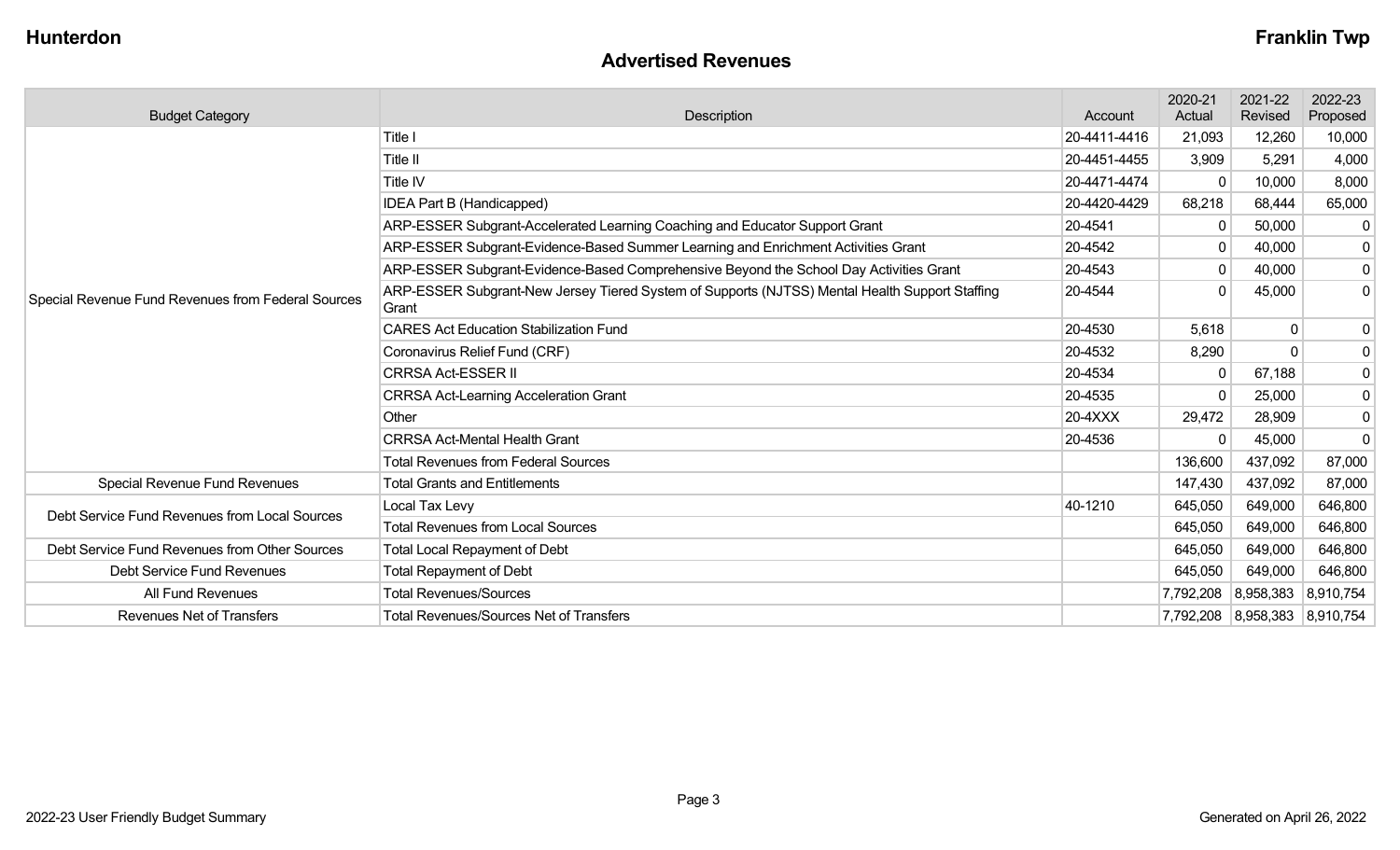Hunterdon

Franklin Twp

## Advertised Revenues

| Budget Category | Description | Account | 2020-21 Actual | 2021-22 Revised | 2022-23 Proposed |
|---|---|---|---|---|---|
| Special Revenue Fund Revenues from Federal Sources | Title I | 20-4411-4416 | 21,093 | 12,260 | 10,000 |
| | Title II | 20-4451-4455 | 3,909 | 5,291 | 4,000 |
| | Title IV | 20-4471-4474 | 0 | 10,000 | 8,000 |
| | IDEA Part B (Handicapped) | 20-4420-4429 | 68,218 | 68,444 | 65,000 |
| | ARP-ESSER Subgrant-Accelerated Learning Coaching and Educator Support Grant | 20-4541 | 0 | 50,000 | 0 |
| | ARP-ESSER Subgrant-Evidence-Based Summer Learning and Enrichment Activities Grant | 20-4542 | 0 | 40,000 | 0 |
| | ARP-ESSER Subgrant-Evidence-Based Comprehensive Beyond the School Day Activities Grant | 20-4543 | 0 | 40,000 | 0 |
| | ARP-ESSER Subgrant-New Jersey Tiered System of Supports (NJTSS) Mental Health Support Staffing Grant | 20-4544 | 0 | 45,000 | 0 |
| | CARES Act Education Stabilization Fund | 20-4530 | 5,618 | 0 | 0 |
| | Coronavirus Relief Fund (CRF) | 20-4532 | 8,290 | 0 | 0 |
| | CRRSA Act-ESSER II | 20-4534 | 0 | 67,188 | 0 |
| | CRRSA Act-Learning Acceleration Grant | 20-4535 | 0 | 25,000 | 0 |
| | Other | 20-4XXX | 29,472 | 28,909 | 0 |
| | CRRSA Act-Mental Health Grant | 20-4536 | 0 | 45,000 | 0 |
| | Total Revenues from Federal Sources | | 136,600 | 437,092 | 87,000 |
| Special Revenue Fund Revenues | Total Grants and Entitlements | | 147,430 | 437,092 | 87,000 |
| Debt Service Fund Revenues from Local Sources | Local Tax Levy | 40-1210 | 645,050 | 649,000 | 646,800 |
| | Total Revenues from Local Sources | | 645,050 | 649,000 | 646,800 |
| Debt Service Fund Revenues from Other Sources | Total Local Repayment of Debt | | 645,050 | 649,000 | 646,800 |
| Debt Service Fund Revenues | Total Repayment of Debt | | 645,050 | 649,000 | 646,800 |
| All Fund Revenues | Total Revenues/Sources | | 7,792,208 | 8,958,383 | 8,910,754 |
| Revenues Net of Transfers | Total Revenues/Sources Net of Transfers | | 7,792,208 | 8,958,383 | 8,910,754 |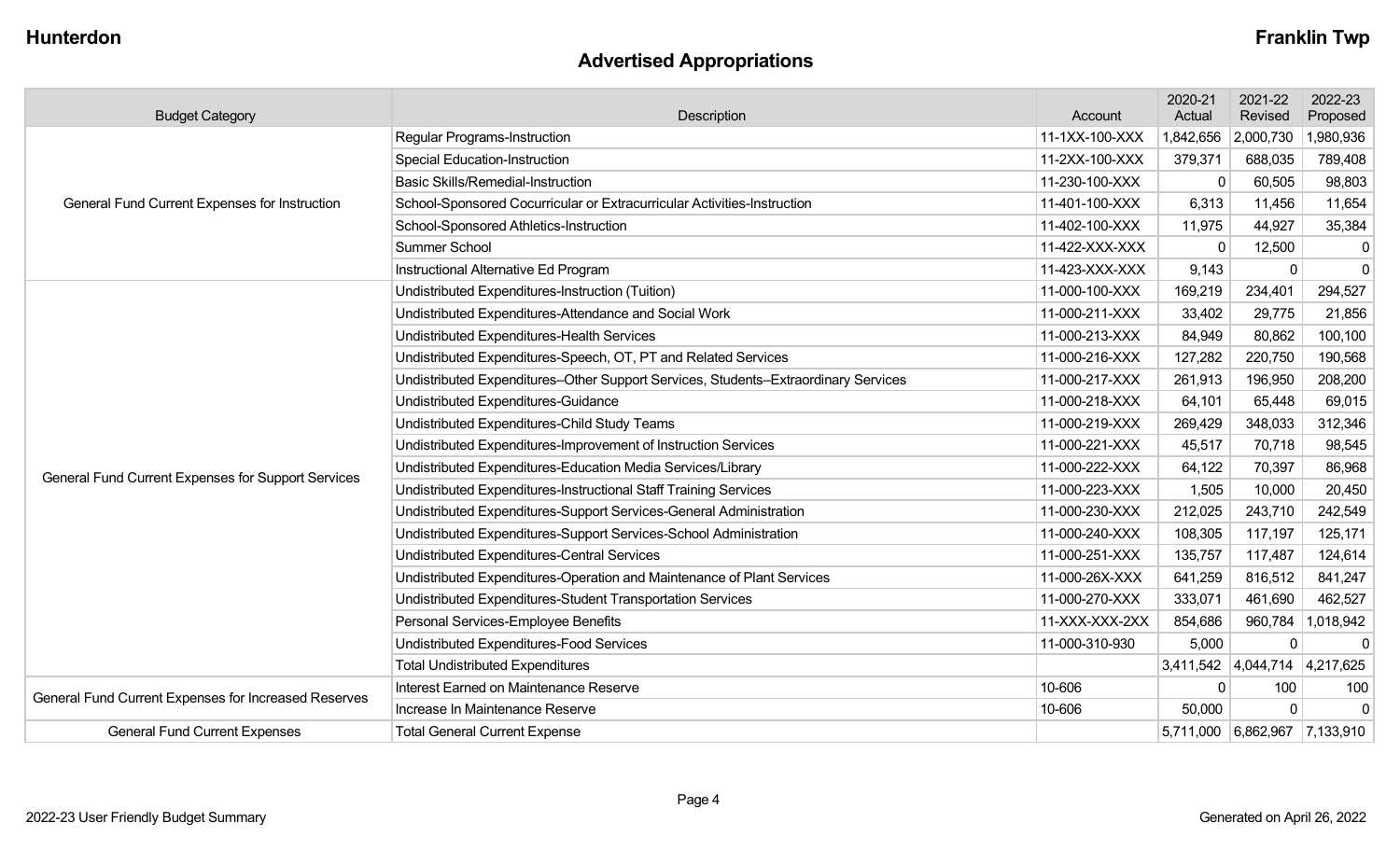# Advertised Appropriations

| Budget Category | Description | Account | 2020-21 Actual | 2021-22 Revised | 2022-23 Proposed |
|---|---|---|---|---|---|
| General Fund Current Expenses for Instruction | Regular Programs-Instruction | 11-1XX-100-XXX | 1,842,656 | 2,000,730 | 1,980,936 |
| | Special Education-Instruction | 11-2XX-100-XXX | 379,371 | 688,035 | 789,408 |
| | Basic Skills/Remedial-Instruction | 11-230-100-XXX | 0 | 60,505 | 98,803 |
| | School-Sponsored Cocurricular or Extracurricular Activities-Instruction | 11-401-100-XXX | 6,313 | 11,456 | 11,654 |
| | School-Sponsored Athletics-Instruction | 11-402-100-XXX | 11,975 | 44,927 | 35,384 |
| | Summer School | 11-422-XXX-XXX | 0 | 12,500 | 0 |
| | Instructional Alternative Ed Program | 11-423-XXX-XXX | 9,143 | 0 | 0 |
| General Fund Current Expenses for Support Services | Undistributed Expenditures-Instruction (Tuition) | 11-000-100-XXX | 169,219 | 234,401 | 294,527 |
| | Undistributed Expenditures-Attendance and Social Work | 11-000-211-XXX | 33,402 | 29,775 | 21,856 |
| | Undistributed Expenditures-Health Services | 11-000-213-XXX | 84,949 | 80,862 | 100,100 |
| | Undistributed Expenditures-Speech, OT, PT and Related Services | 11-000-216-XXX | 127,282 | 220,750 | 190,568 |
| | Undistributed Expenditures–Other Support Services, Students–Extraordinary Services | 11-000-217-XXX | 261,913 | 196,950 | 208,200 |
| | Undistributed Expenditures-Guidance | 11-000-218-XXX | 64,101 | 65,448 | 69,015 |
| | Undistributed Expenditures-Child Study Teams | 11-000-219-XXX | 269,429 | 348,033 | 312,346 |
| | Undistributed Expenditures-Improvement of Instruction Services | 11-000-221-XXX | 45,517 | 70,718 | 98,545 |
| | Undistributed Expenditures-Education Media Services/Library | 11-000-222-XXX | 64,122 | 70,397 | 86,968 |
| | Undistributed Expenditures-Instructional Staff Training Services | 11-000-223-XXX | 1,505 | 10,000 | 20,450 |
| | Undistributed Expenditures-Support Services-General Administration | 11-000-230-XXX | 212,025 | 243,710 | 242,549 |
| | Undistributed Expenditures-Support Services-School Administration | 11-000-240-XXX | 108,305 | 117,197 | 125,171 |
| | Undistributed Expenditures-Central Services | 11-000-251-XXX | 135,757 | 117,487 | 124,614 |
| | Undistributed Expenditures-Operation and Maintenance of Plant Services | 11-000-26X-XXX | 641,259 | 816,512 | 841,247 |
| | Undistributed Expenditures-Student Transportation Services | 11-000-270-XXX | 333,071 | 461,690 | 462,527 |
| | Personal Services-Employee Benefits | 11-XXX-XXX-2XX | 854,686 | 960,784 | 1,018,942 |
| | Undistributed Expenditures-Food Services | 11-000-310-930 | 5,000 | 0 | 0 |
| | Total Undistributed Expenditures | | 3,411,542 | 4,044,714 | 4,217,625 |
| General Fund Current Expenses for Increased Reserves | Interest Earned on Maintenance Reserve | 10-606 | 0 | 100 | 100 |
| | Increase In Maintenance Reserve | 10-606 | 50,000 | 0 | 0 |
| General Fund Current Expenses | Total General Current Expense | | 5,711,000 | 6,862,967 | 7,133,910 |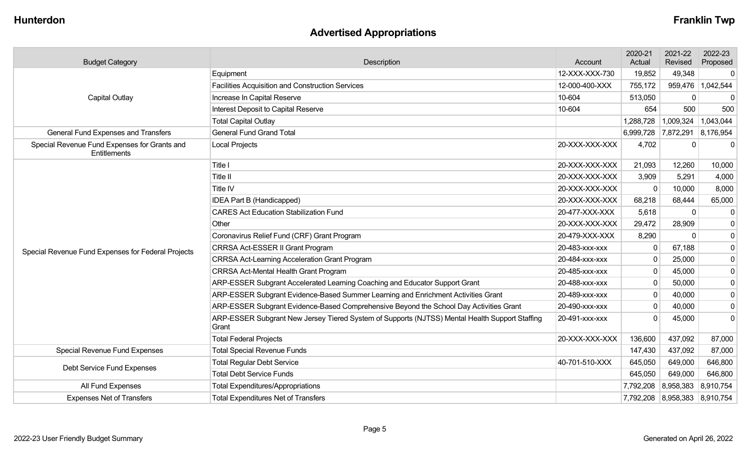## Advertised Appropriations

| Budget Category | Description | Account | 2020-21 Actual | 2021-22 Revised | 2022-23 Proposed |
|---|---|---|---|---|---|
| Capital Outlay | Equipment | 12-XXX-XXX-730 | 19,852 | 49,348 | 0 |
| | Facilities Acquisition and Construction Services | 12-000-400-XXX | 755,172 | 959,476 | 1,042,544 |
| | Increase In Capital Reserve | 10-604 | 513,050 | 0 | 0 |
| | Interest Deposit to Capital Reserve | 10-604 | 654 | 500 | 500 |
| | Total Capital Outlay | | 1,288,728 | 1,009,324 | 1,043,044 |
| General Fund Expenses and Transfers | General Fund Grand Total | | 6,999,728 | 7,872,291 | 8,176,954 |
| Special Revenue Fund Expenses for Grants and Entitlements | Local Projects | 20-XXX-XXX-XXX | 4,702 | 0 | 0 |
| Special Revenue Fund Expenses for Federal Projects | Title I | 20-XXX-XXX-XXX | 21,093 | 12,260 | 10,000 |
| | Title II | 20-XXX-XXX-XXX | 3,909 | 5,291 | 4,000 |
| | Title IV | 20-XXX-XXX-XXX | 0 | 10,000 | 8,000 |
| | IDEA Part B (Handicapped) | 20-XXX-XXX-XXX | 68,218 | 68,444 | 65,000 |
| | CARES Act Education Stabilization Fund | 20-477-XXX-XXX | 5,618 | 0 | 0 |
| | Other | 20-XXX-XXX-XXX | 29,472 | 28,909 | 0 |
| | Coronavirus Relief Fund (CRF) Grant Program | 20-479-XXX-XXX | 8,290 | 0 | 0 |
| | CRRSA Act-ESSER II Grant Program | 20-483-xxx-xxx | 0 | 67,188 | 0 |
| | CRRSA Act-Learning Acceleration Grant Program | 20-484-xxx-xxx | 0 | 25,000 | 0 |
| | CRRSA Act-Mental Health Grant Program | 20-485-xxx-xxx | 0 | 45,000 | 0 |
| | ARP-ESSER Subgrant Accelerated Learning Coaching and Educator Support Grant | 20-488-xxx-xxx | 0 | 50,000 | 0 |
| | ARP-ESSER Subgrant Evidence-Based Summer Learning and Enrichment Activities Grant | 20-489-xxx-xxx | 0 | 40,000 | 0 |
| | ARP-ESSER Subgrant Evidence-Based Comprehensive Beyond the School Day Activities Grant | 20-490-xxx-xxx | 0 | 40,000 | 0 |
| | ARP-ESSER Subgrant New Jersey Tiered System of Supports (NJTSS) Mental Health Support Staffing Grant | 20-491-xxx-xxx | 0 | 45,000 | 0 |
| | Total Federal Projects | 20-XXX-XXX-XXX | 136,600 | 437,092 | 87,000 |
| Special Revenue Fund Expenses | Total Special Revenue Funds | | 147,430 | 437,092 | 87,000 |
| Debt Service Fund Expenses | Total Regular Debt Service | 40-701-510-XXX | 645,050 | 649,000 | 646,800 |
| | Total Debt Service Funds | | 645,050 | 649,000 | 646,800 |
| All Fund Expenses | Total Expenditures/Appropriations | | 7,792,208 | 8,958,383 | 8,910,754 |
| Expenses Net of Transfers | Total Expenditures Net of Transfers | | 7,792,208 | 8,958,383 | 8,910,754 |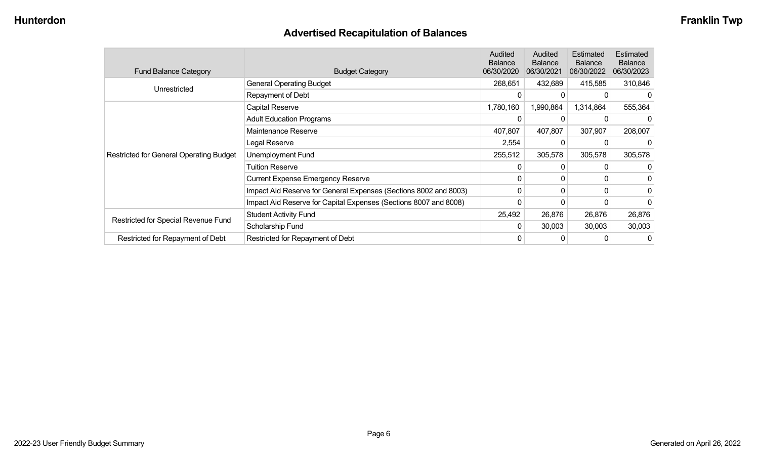## Advertised Recapitulation of Balances

| Fund Balance Category | Budget Category | Audited Balance 06/30/2020 | Audited Balance 06/30/2021 | Estimated Balance 06/30/2022 | Estimated Balance 06/30/2023 |
|---|---|---|---|---|---|
| Unrestricted | General Operating Budget | 268,651 | 432,689 | 415,585 | 310,846 |
| | Repayment of Debt | 0 | 0 | 0 | 0 |
| Restricted for General Operating Budget | Capital Reserve | 1,780,160 | 1,990,864 | 1,314,864 | 555,364 |
| | Adult Education Programs | 0 | 0 | 0 | 0 |
| | Maintenance Reserve | 407,807 | 407,807 | 307,907 | 208,007 |
| | Legal Reserve | 2,554 | 0 | 0 | 0 |
| | Unemployment Fund | 255,512 | 305,578 | 305,578 | 305,578 |
| | Tuition Reserve | 0 | 0 | 0 | 0 |
| | Current Expense Emergency Reserve | 0 | 0 | 0 | 0 |
| | Impact Aid Reserve for General Expenses (Sections 8002 and 8003) | 0 | 0 | 0 | 0 |
| | Impact Aid Reserve for Capital Expenses (Sections 8007 and 8008) | 0 | 0 | 0 | 0 |
| Restricted for Special Revenue Fund | Student Activity Fund | 25,492 | 26,876 | 26,876 | 26,876 |
| | Scholarship Fund | 0 | 30,003 | 30,003 | 30,003 |
| Restricted for Repayment of Debt | Restricted for Repayment of Debt | 0 | 0 | 0 | 0 |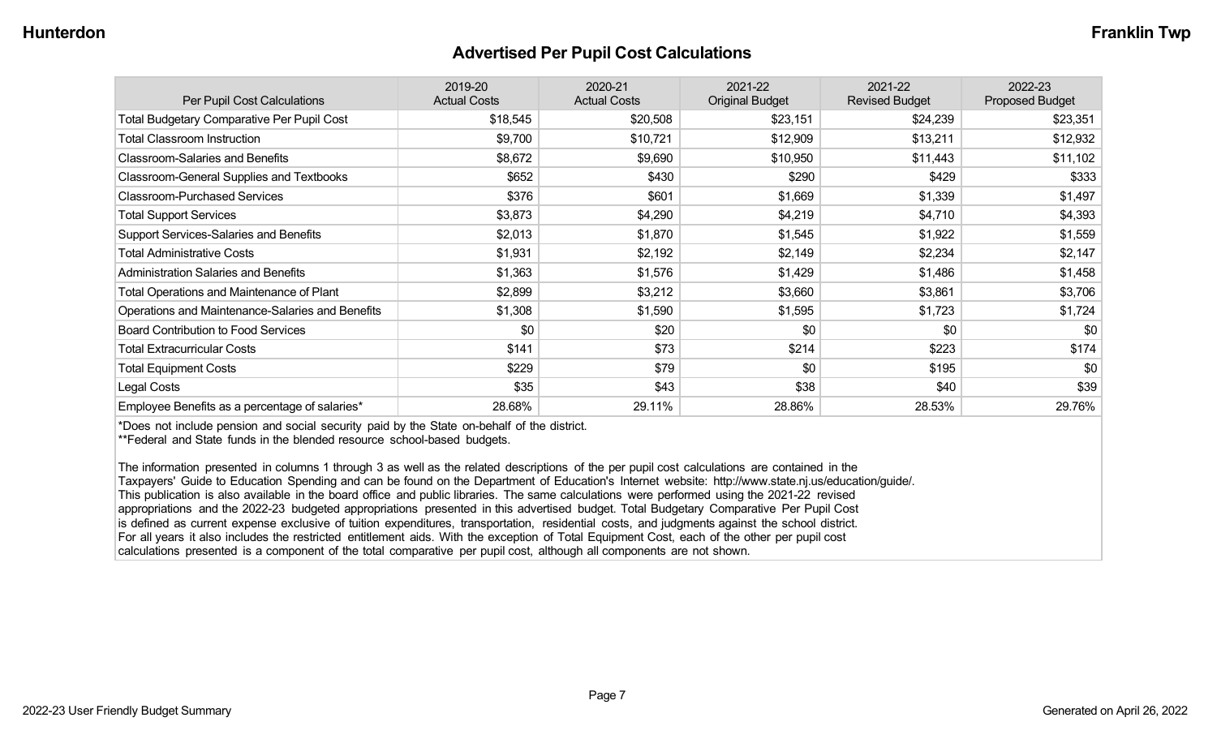## Advertised Per Pupil Cost Calculations

| Per Pupil Cost Calculations | 2019-20 Actual Costs | 2020-21 Actual Costs | 2021-22 Original Budget | 2021-22 Revised Budget | 2022-23 Proposed Budget |
|---|---|---|---|---|---|
| Total Budgetary Comparative Per Pupil Cost | $18,545 | $20,508 | $23,151 | $24,239 | $23,351 |
| Total Classroom Instruction | $9,700 | $10,721 | $12,909 | $13,211 | $12,932 |
| Classroom-Salaries and Benefits | $8,672 | $9,690 | $10,950 | $11,443 | $11,102 |
| Classroom-General Supplies and Textbooks | $652 | $430 | $290 | $429 | $333 |
| Classroom-Purchased Services | $376 | $601 | $1,669 | $1,339 | $1,497 |
| Total Support Services | $3,873 | $4,290 | $4,219 | $4,710 | $4,393 |
| Support Services-Salaries and Benefits | $2,013 | $1,870 | $1,545 | $1,922 | $1,559 |
| Total Administrative Costs | $1,931 | $2,192 | $2,149 | $2,234 | $2,147 |
| Administration Salaries and Benefits | $1,363 | $1,576 | $1,429 | $1,486 | $1,458 |
| Total Operations and Maintenance of Plant | $2,899 | $3,212 | $3,660 | $3,861 | $3,706 |
| Operations and Maintenance-Salaries and Benefits | $1,308 | $1,590 | $1,595 | $1,723 | $1,724 |
| Board Contribution to Food Services | $0 | $20 | $0 | $0 | $0 |
| Total Extracurricular Costs | $141 | $73 | $214 | $223 | $174 |
| Total Equipment Costs | $229 | $79 | $0 | $195 | $0 |
| Legal Costs | $35 | $43 | $38 | $40 | $39 |
| Employee Benefits as a percentage of salaries* | 28.68% | 29.11% | 28.86% | 28.53% | 29.76% |

*Does not include pension and social security paid by the State on-behalf of the district.
**Federal and State funds in the blended resource school-based budgets.

The information presented in columns 1 through 3 as well as the related descriptions of the per pupil cost calculations are contained in the Taxpayers' Guide to Education Spending and can be found on the Department of Education's Internet website: http://www.state.nj.us/education/guide/. This publication is also available in the board office and public libraries. The same calculations were performed using the 2021-22 revised appropriations and the 2022-23 budgeted appropriations presented in this advertised budget. Total Budgetary Comparative Per Pupil Cost is defined as current expense exclusive of tuition expenditures, transportation, residential costs, and judgments against the school district. For all years it also includes the restricted entitlement aids. With the exception of Total Equipment Cost, each of the other per pupil cost calculations presented is a component of the total comparative per pupil cost, although all components are not shown.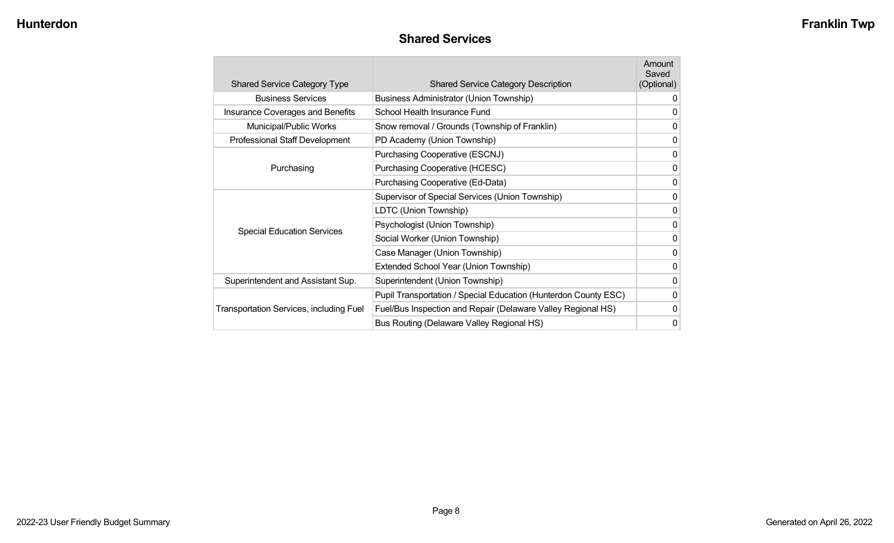## Shared Services

| Shared Service Category Type | Shared Service Category Description | Amount Saved (Optional) |
|---|---|---|
| Business Services | Business Administrator (Union Township) | 0 |
| Insurance Coverages and Benefits | School Health Insurance Fund | 0 |
| Municipal/Public Works | Snow removal / Grounds (Township of Franklin) | 0 |
| Professional Staff Development | PD Academy (Union Township) | 0 |
| Purchasing | Purchasing Cooperative (ESCNJ) | 0 |
| | Purchasing Cooperative (HCESC) | 0 |
| | Purchasing Cooperative (Ed-Data) | 0 |
| Special Education Services | Supervisor of Special Services (Union Township) | 0 |
| | LDTC (Union Township) | 0 |
| | Psychologist (Union Township) | 0 |
| | Social Worker (Union Township) | 0 |
| | Case Manager (Union Township) | 0 |
| | Extended School Year (Union Township) | 0 |
| Superintendent and Assistant Sup. | Superintendent (Union Township) | 0 |
| Transportation Services, including Fuel | Pupil Transportation / Special Education (Hunterdon County ESC) | 0 |
| | Fuel/Bus Inspection and Repair (Delaware Valley Regional HS) | 0 |
| | Bus Routing (Delaware Valley Regional HS) | 0 |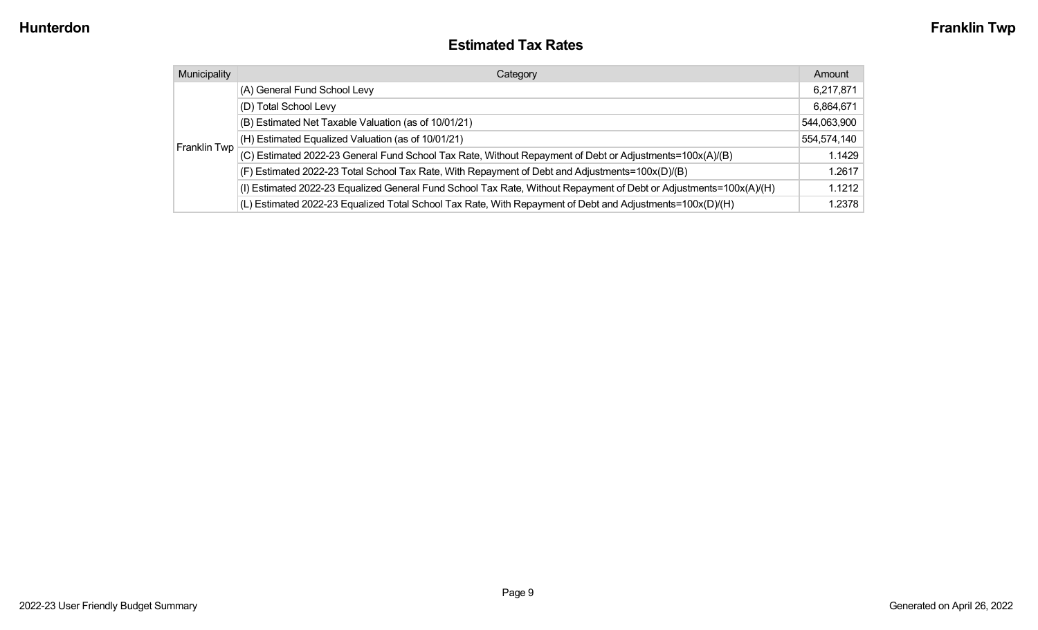## Estimated Tax Rates

| Municipality | Category | Amount |
|---|---|---|
| Franklin Twp | (A) General Fund School Levy | 6,217,871 |
| | (D) Total School Levy | 6,864,671 |
| | (B) Estimated Net Taxable Valuation (as of 10/01/21) | 544,063,900 |
| | (H) Estimated Equalized Valuation (as of 10/01/21) | 554,574,140 |
| | (C) Estimated 2022-23 General Fund School Tax Rate, Without Repayment of Debt or Adjustments=100x(A)/(B) | 1.1429 |
| | (F) Estimated 2022-23 Total School Tax Rate, With Repayment of Debt and Adjustments=100x(D)/(B) | 1.2617 |
| | (I) Estimated 2022-23 Equalized General Fund School Tax Rate, Without Repayment of Debt or Adjustments=100x(A)/(H) | 1.1212 |
| | (L) Estimated 2022-23 Equalized Total School Tax Rate, With Repayment of Debt and Adjustments=100x(D)/(H) | 1.2378 |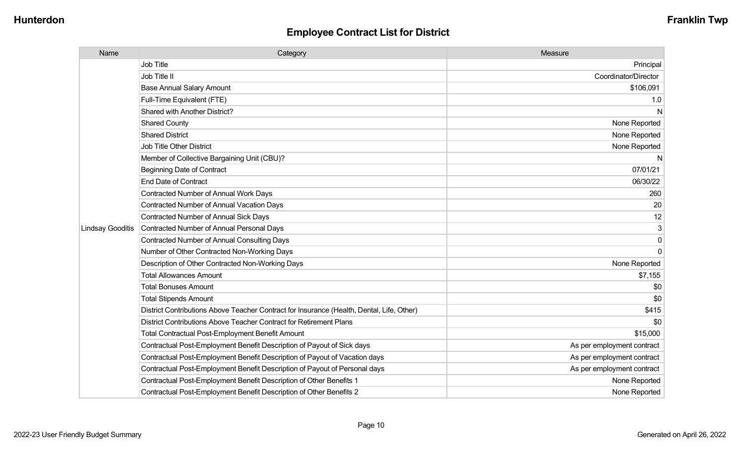## Employee Contract List for District

| Name | Category | Measure |
|---|---|---|
| Lindsay Gooditis | Job Title | Principal |
| | Job Title II | Coordinator/Director |
| | Base Annual Salary Amount | $106,091 |
| | Full-Time Equivalent (FTE) | 1.0 |
| | Shared with Another District? | N |
| | Shared County | None Reported |
| | Shared District | None Reported |
| | Job Title Other District | None Reported |
| | Member of Collective Bargaining Unit (CBU)? | N |
| | Beginning Date of Contract | 07/01/21 |
| | End Date of Contract | 06/30/22 |
| | Contracted Number of Annual Work Days | 260 |
| | Contracted Number of Annual Vacation Days | 20 |
| | Contracted Number of Annual Sick Days | 12 |
| | Contracted Number of Annual Personal Days | 3 |
| | Contracted Number of Annual Consulting Days | 0 |
| | Number of Other Contracted Non-Working Days | 0 |
| | Description of Other Contracted Non-Working Days | None Reported |
| | Total Allowances Amount | $7,155 |
| | Total Bonuses Amount | $0 |
| | Total Stipends Amount | $0 |
| | District Contributions Above Teacher Contract for Insurance (Health, Dental, Life, Other) | $415 |
| | District Contributions Above Teacher Contract for Retirement Plans | $0 |
| | Total Contractual Post-Employment Benefit Amount | $15,000 |
| | Contractual Post-Employment Benefit Description of Payout of Sick days | As per employment contract |
| | Contractual Post-Employment Benefit Description of Payout of Vacation days | As per employment contract |
| | Contractual Post-Employment Benefit Description of Payout of Personal days | As per employment contract |
| | Contractual Post-Employment Benefit Description of Other Benefits 1 | None Reported |
| | Contractual Post-Employment Benefit Description of Other Benefits 2 | None Reported |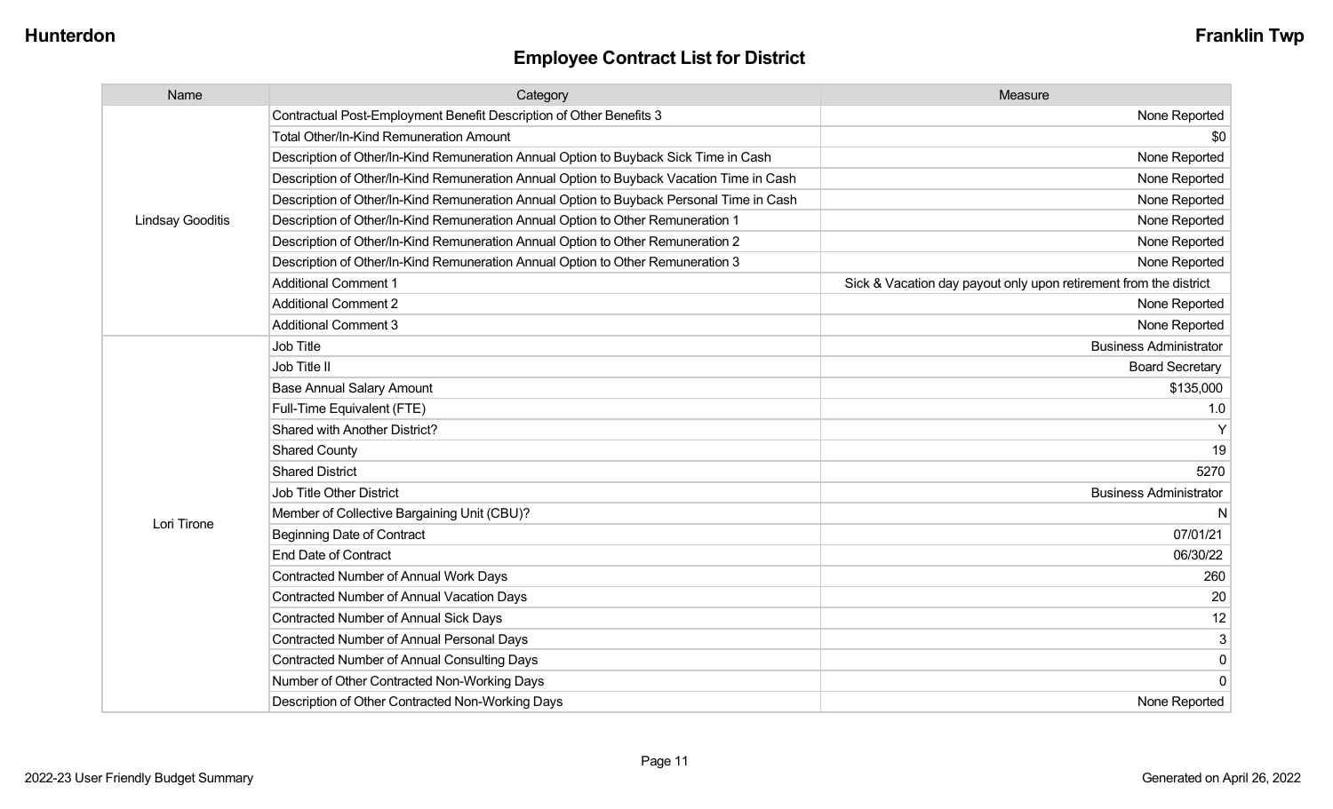## Employee Contract List for District

| Name | Category | Measure |
|---|---|---|
| Lindsay Gooditis | Contractual Post-Employment Benefit Description of Other Benefits 3 | None Reported |
| | Total Other/In-Kind Remuneration Amount | $0 |
| | Description of Other/In-Kind Remuneration Annual Option to Buyback Sick Time in Cash | None Reported |
| | Description of Other/In-Kind Remuneration Annual Option to Buyback Vacation Time in Cash | None Reported |
| | Description of Other/In-Kind Remuneration Annual Option to Buyback Personal Time in Cash | None Reported |
| | Description of Other/In-Kind Remuneration Annual Option to Other Remuneration 1 | None Reported |
| | Description of Other/In-Kind Remuneration Annual Option to Other Remuneration 2 | None Reported |
| | Description of Other/In-Kind Remuneration Annual Option to Other Remuneration 3 | None Reported |
| | Additional Comment 1 | Sick & Vacation day payout only upon retirement from the district |
| | Additional Comment 2 | None Reported |
| | Additional Comment 3 | None Reported |
| Lori Tirone | Job Title | Business Administrator |
| | Job Title II | Board Secretary |
| | Base Annual Salary Amount | $135,000 |
| | Full-Time Equivalent (FTE) | 1.0 |
| | Shared with Another District? | Y |
| | Shared County | 19 |
| | Shared District | 5270 |
| | Job Title Other District | Business Administrator |
| | Member of Collective Bargaining Unit (CBU)? | N |
| | Beginning Date of Contract | 07/01/21 |
| | End Date of Contract | 06/30/22 |
| | Contracted Number of Annual Work Days | 260 |
| | Contracted Number of Annual Vacation Days | 20 |
| | Contracted Number of Annual Sick Days | 12 |
| | Contracted Number of Annual Personal Days | 3 |
| | Contracted Number of Annual Consulting Days | 0 |
| | Number of Other Contracted Non-Working Days | 0 |
| | Description of Other Contracted Non-Working Days | None Reported |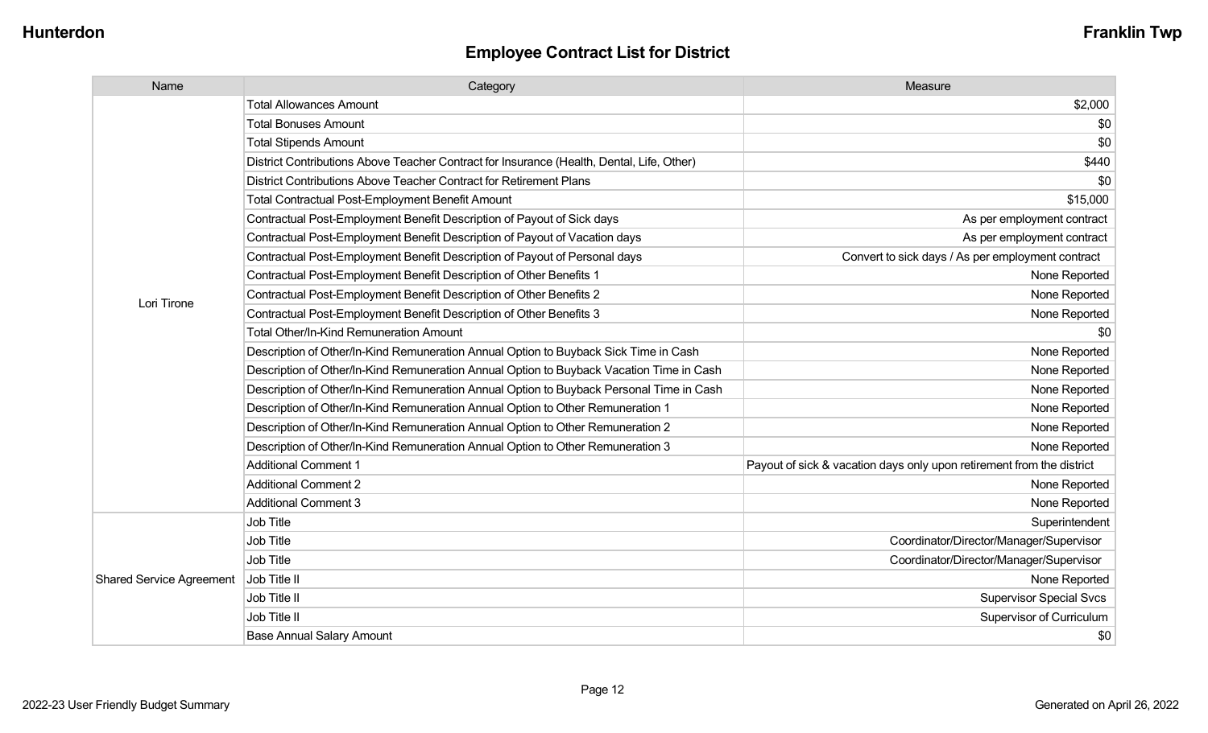## Employee Contract List for District

| Name | Category | Measure |
|---|---|---|
| Lori Tirone | Total Allowances Amount | $2,000 |
| | Total Bonuses Amount | $0 |
| | Total Stipends Amount | $0 |
| | District Contributions Above Teacher Contract for Insurance (Health, Dental, Life, Other) | $440 |
| | District Contributions Above Teacher Contract for Retirement Plans | $0 |
| | Total Contractual Post-Employment Benefit Amount | $15,000 |
| | Contractual Post-Employment Benefit Description of Payout of Sick days | As per employment contract |
| | Contractual Post-Employment Benefit Description of Payout of Vacation days | As per employment contract |
| | Contractual Post-Employment Benefit Description of Payout of Personal days | Convert to sick days / As per employment contract |
| | Contractual Post-Employment Benefit Description of Other Benefits 1 | None Reported |
| | Contractual Post-Employment Benefit Description of Other Benefits 2 | None Reported |
| | Contractual Post-Employment Benefit Description of Other Benefits 3 | None Reported |
| | Total Other/In-Kind Remuneration Amount | $0 |
| | Description of Other/In-Kind Remuneration Annual Option to Buyback Sick Time in Cash | None Reported |
| | Description of Other/In-Kind Remuneration Annual Option to Buyback Vacation Time in Cash | None Reported |
| | Description of Other/In-Kind Remuneration Annual Option to Buyback Personal Time in Cash | None Reported |
| | Description of Other/In-Kind Remuneration Annual Option to Other Remuneration 1 | None Reported |
| | Description of Other/In-Kind Remuneration Annual Option to Other Remuneration 2 | None Reported |
| | Description of Other/In-Kind Remuneration Annual Option to Other Remuneration 3 | None Reported |
| | Additional Comment 1 | Payout of sick & vacation days only upon retirement from the district |
| | Additional Comment 2 | None Reported |
| | Additional Comment 3 | None Reported |
| Shared Service Agreement | Job Title | Superintendent |
| | Job Title | Coordinator/Director/Manager/Supervisor |
| | Job Title | Coordinator/Director/Manager/Supervisor |
| | Job Title II | None Reported |
| | Job Title II | Supervisor Special Svcs |
| | Job Title II | Supervisor of Curriculum |
| | Base Annual Salary Amount | $0 |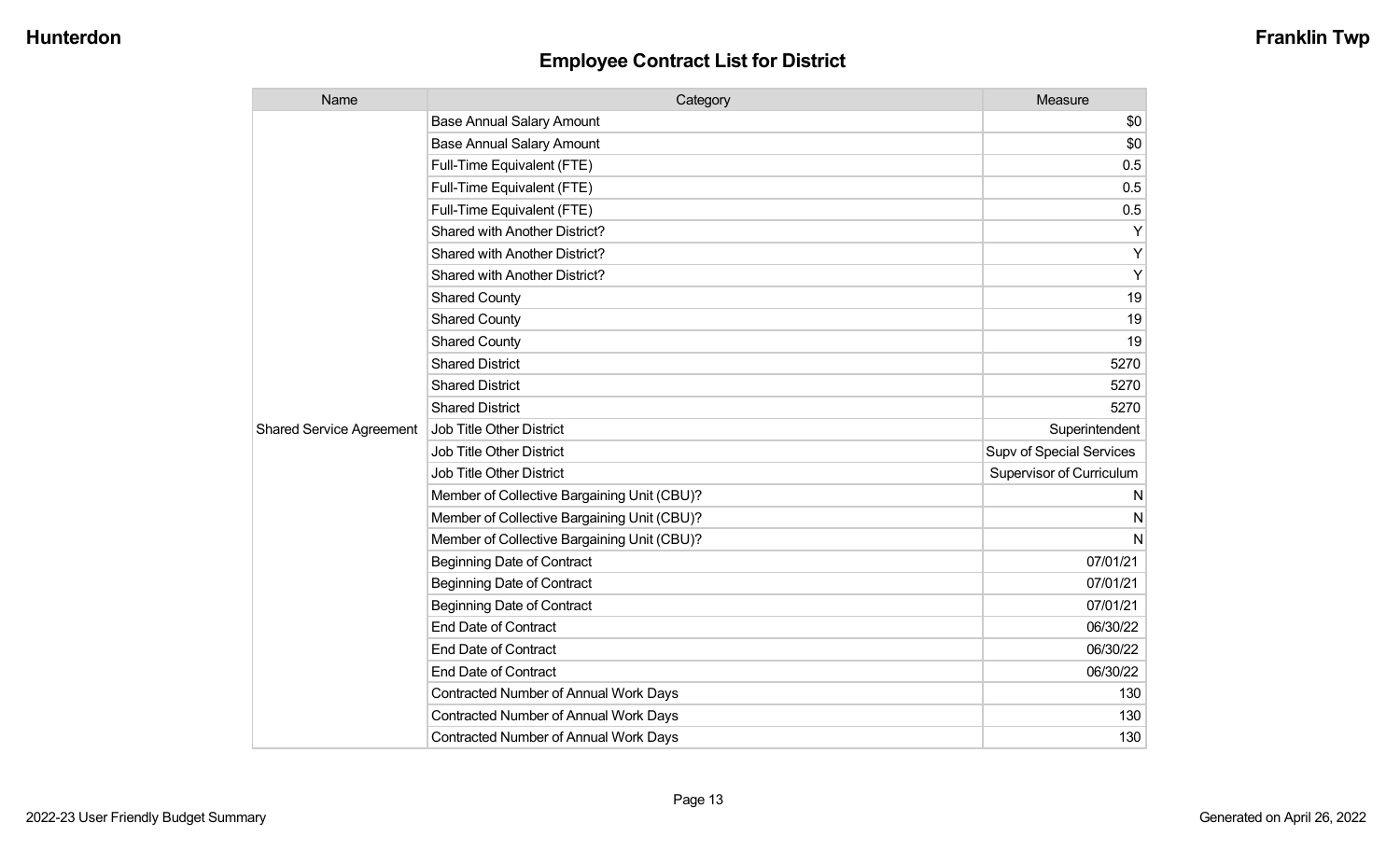## Employee Contract List for District

| Name | Category | Measure |
|---|---|---|
| Shared Service Agreement | Base Annual Salary Amount | $0 |
| | Base Annual Salary Amount | $0 |
| | Full-Time Equivalent (FTE) | 0.5 |
| | Full-Time Equivalent (FTE) | 0.5 |
| | Full-Time Equivalent (FTE) | 0.5 |
| | Shared with Another District? | Y |
| | Shared with Another District? | Y |
| | Shared with Another District? | Y |
| | Shared County | 19 |
| | Shared County | 19 |
| | Shared County | 19 |
| | Shared District | 5270 |
| | Shared District | 5270 |
| | Shared District | 5270 |
| | Job Title Other District | Superintendent |
| | Job Title Other District | Supv of Special Services |
| | Job Title Other District | Supervisor of Curriculum |
| | Member of Collective Bargaining Unit (CBU)? | N |
| | Member of Collective Bargaining Unit (CBU)? | N |
| | Member of Collective Bargaining Unit (CBU)? | N |
| | Beginning Date of Contract | 07/01/21 |
| | Beginning Date of Contract | 07/01/21 |
| | Beginning Date of Contract | 07/01/21 |
| | End Date of Contract | 06/30/22 |
| | End Date of Contract | 06/30/22 |
| | End Date of Contract | 06/30/22 |
| | Contracted Number of Annual Work Days | 130 |
| | Contracted Number of Annual Work Days | 130 |
| | Contracted Number of Annual Work Days | 130 |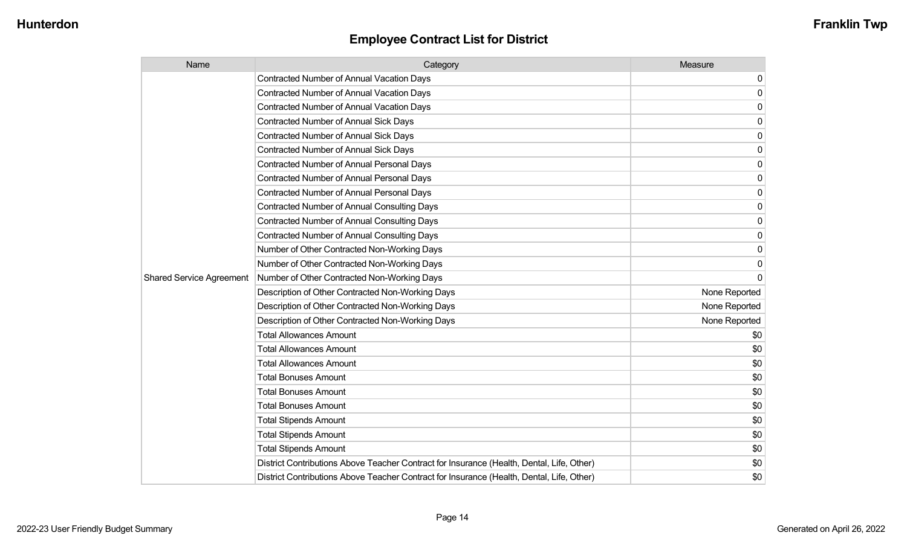## Employee Contract List for District

| Name | Category | Measure |
|---|---|---|
| Shared Service Agreement | Contracted Number of Annual Vacation Days | 0 |
| | Contracted Number of Annual Vacation Days | 0 |
| | Contracted Number of Annual Vacation Days | 0 |
| | Contracted Number of Annual Sick Days | 0 |
| | Contracted Number of Annual Sick Days | 0 |
| | Contracted Number of Annual Sick Days | 0 |
| | Contracted Number of Annual Personal Days | 0 |
| | Contracted Number of Annual Personal Days | 0 |
| | Contracted Number of Annual Personal Days | 0 |
| | Contracted Number of Annual Consulting Days | 0 |
| | Contracted Number of Annual Consulting Days | 0 |
| | Contracted Number of Annual Consulting Days | 0 |
| | Number of Other Contracted Non-Working Days | 0 |
| | Number of Other Contracted Non-Working Days | 0 |
| | Number of Other Contracted Non-Working Days | 0 |
| | Description of Other Contracted Non-Working Days | None Reported |
| | Description of Other Contracted Non-Working Days | None Reported |
| | Description of Other Contracted Non-Working Days | None Reported |
| | Total Allowances Amount | $0 |
| | Total Allowances Amount | $0 |
| | Total Allowances Amount | $0 |
| | Total Bonuses Amount | $0 |
| | Total Bonuses Amount | $0 |
| | Total Bonuses Amount | $0 |
| | Total Stipends Amount | $0 |
| | Total Stipends Amount | $0 |
| | Total Stipends Amount | $0 |
| | District Contributions Above Teacher Contract for Insurance (Health, Dental, Life, Other) | $0 |
| | District Contributions Above Teacher Contract for Insurance (Health, Dental, Life, Other) | $0 |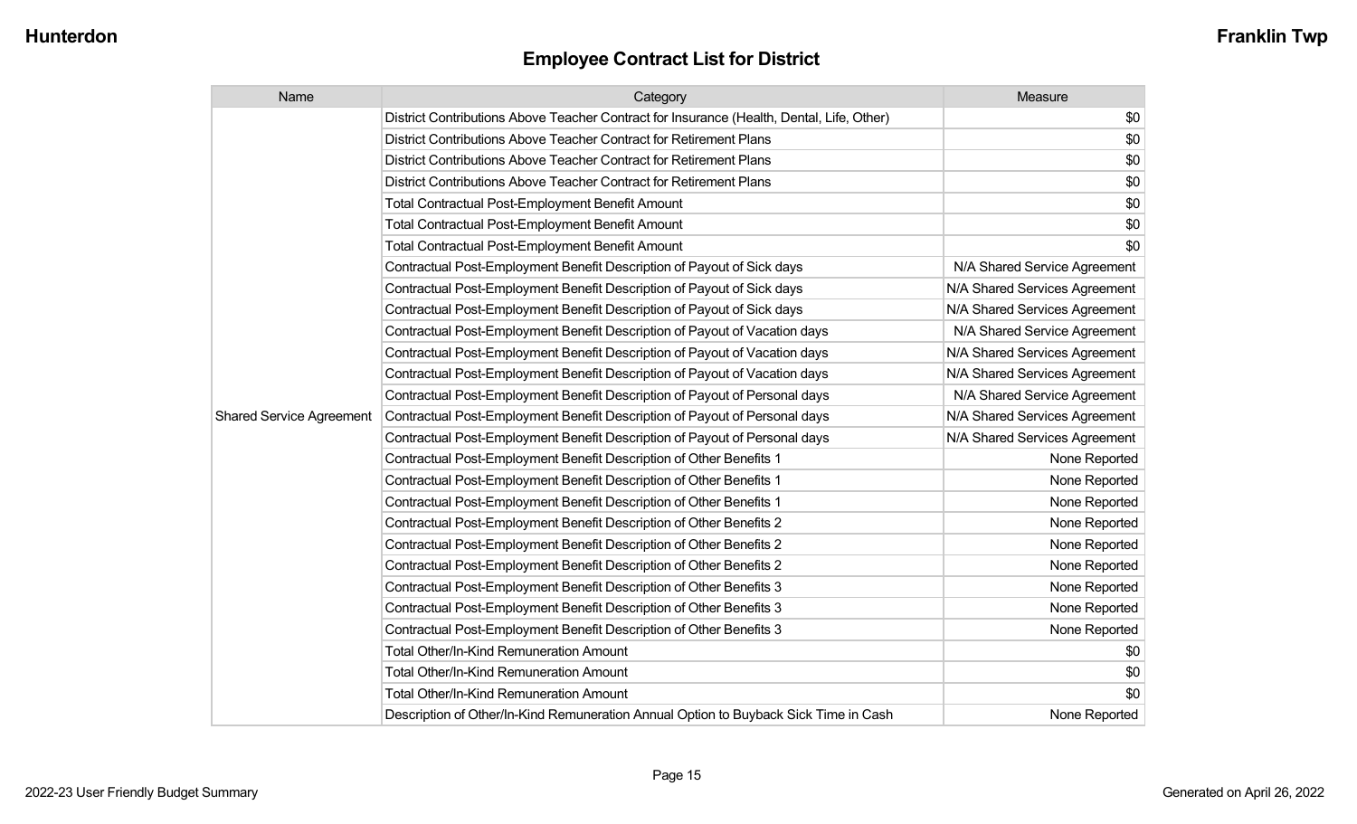# Employee Contract List for District

| Name | Category | Measure |
|---|---|---|
| Shared Service Agreement | District Contributions Above Teacher Contract for Insurance (Health, Dental, Life, Other) | $0 |
| | District Contributions Above Teacher Contract for Retirement Plans | $0 |
| | District Contributions Above Teacher Contract for Retirement Plans | $0 |
| | District Contributions Above Teacher Contract for Retirement Plans | $0 |
| | Total Contractual Post-Employment Benefit Amount | $0 |
| | Total Contractual Post-Employment Benefit Amount | $0 |
| | Total Contractual Post-Employment Benefit Amount | $0 |
| | Contractual Post-Employment Benefit Description of Payout of Sick days | N/A Shared Service Agreement |
| | Contractual Post-Employment Benefit Description of Payout of Sick days | N/A Shared Services Agreement |
| | Contractual Post-Employment Benefit Description of Payout of Sick days | N/A Shared Services Agreement |
| | Contractual Post-Employment Benefit Description of Payout of Vacation days | N/A Shared Service Agreement |
| | Contractual Post-Employment Benefit Description of Payout of Vacation days | N/A Shared Services Agreement |
| | Contractual Post-Employment Benefit Description of Payout of Vacation days | N/A Shared Services Agreement |
| | Contractual Post-Employment Benefit Description of Payout of Personal days | N/A Shared Service Agreement |
| | Contractual Post-Employment Benefit Description of Payout of Personal days | N/A Shared Services Agreement |
| | Contractual Post-Employment Benefit Description of Payout of Personal days | N/A Shared Services Agreement |
| | Contractual Post-Employment Benefit Description of Other Benefits 1 | None Reported |
| | Contractual Post-Employment Benefit Description of Other Benefits 1 | None Reported |
| | Contractual Post-Employment Benefit Description of Other Benefits 1 | None Reported |
| | Contractual Post-Employment Benefit Description of Other Benefits 2 | None Reported |
| | Contractual Post-Employment Benefit Description of Other Benefits 2 | None Reported |
| | Contractual Post-Employment Benefit Description of Other Benefits 2 | None Reported |
| | Contractual Post-Employment Benefit Description of Other Benefits 3 | None Reported |
| | Contractual Post-Employment Benefit Description of Other Benefits 3 | None Reported |
| | Contractual Post-Employment Benefit Description of Other Benefits 3 | None Reported |
| | Total Other/In-Kind Remuneration Amount | $0 |
| | Total Other/In-Kind Remuneration Amount | $0 |
| | Total Other/In-Kind Remuneration Amount | $0 |
| | Description of Other/In-Kind Remuneration Annual Option to Buyback Sick Time in Cash | None Reported |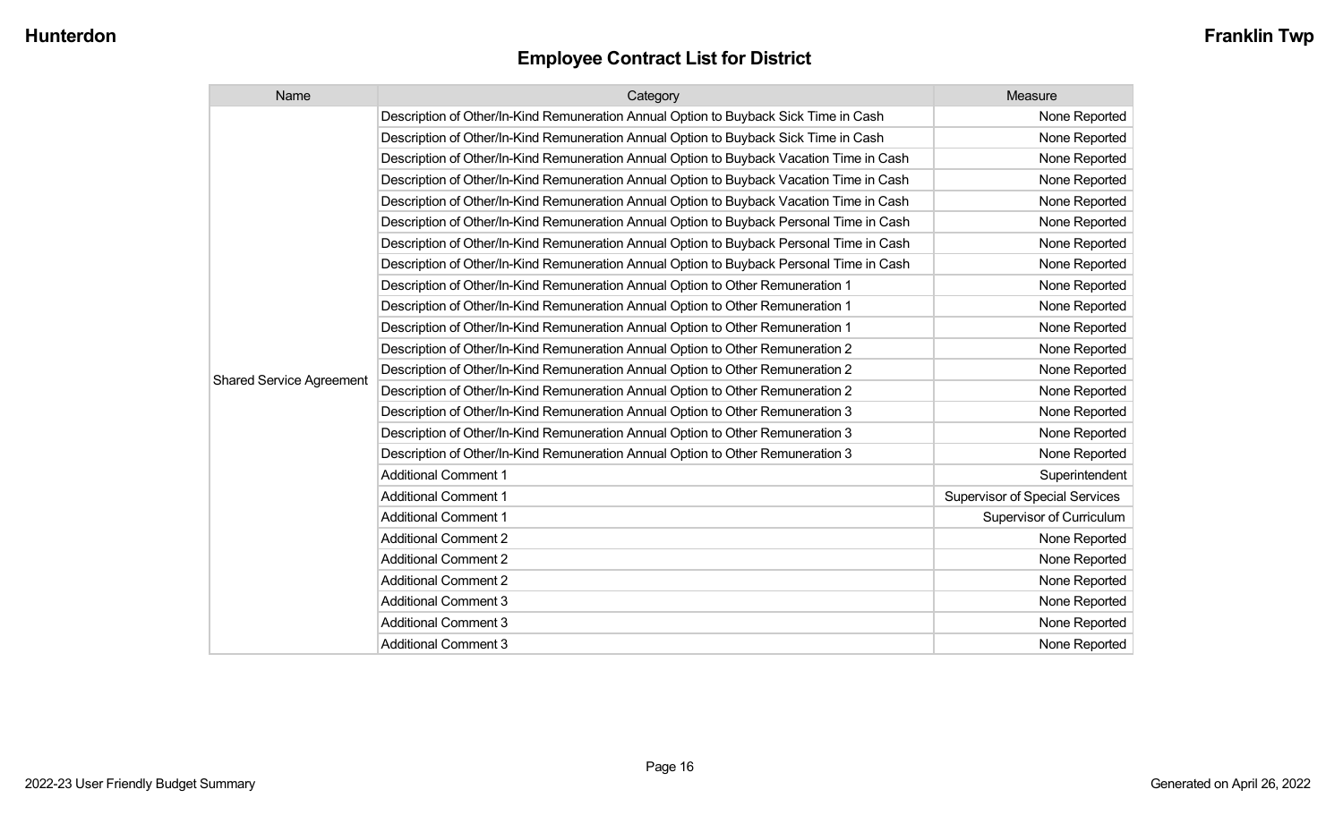## Employee Contract List for District

| Name | Category | Measure |
|---|---|---|
| Shared Service Agreement | Description of Other/In-Kind Remuneration Annual Option to Buyback Sick Time in Cash | None Reported |
| | Description of Other/In-Kind Remuneration Annual Option to Buyback Sick Time in Cash | None Reported |
| | Description of Other/In-Kind Remuneration Annual Option to Buyback Vacation Time in Cash | None Reported |
| | Description of Other/In-Kind Remuneration Annual Option to Buyback Vacation Time in Cash | None Reported |
| | Description of Other/In-Kind Remuneration Annual Option to Buyback Vacation Time in Cash | None Reported |
| | Description of Other/In-Kind Remuneration Annual Option to Buyback Personal Time in Cash | None Reported |
| | Description of Other/In-Kind Remuneration Annual Option to Buyback Personal Time in Cash | None Reported |
| | Description of Other/In-Kind Remuneration Annual Option to Buyback Personal Time in Cash | None Reported |
| | Description of Other/In-Kind Remuneration Annual Option to Other Remuneration 1 | None Reported |
| | Description of Other/In-Kind Remuneration Annual Option to Other Remuneration 1 | None Reported |
| | Description of Other/In-Kind Remuneration Annual Option to Other Remuneration 1 | None Reported |
| | Description of Other/In-Kind Remuneration Annual Option to Other Remuneration 2 | None Reported |
| | Description of Other/In-Kind Remuneration Annual Option to Other Remuneration 2 | None Reported |
| | Description of Other/In-Kind Remuneration Annual Option to Other Remuneration 2 | None Reported |
| | Description of Other/In-Kind Remuneration Annual Option to Other Remuneration 3 | None Reported |
| | Description of Other/In-Kind Remuneration Annual Option to Other Remuneration 3 | None Reported |
| | Description of Other/In-Kind Remuneration Annual Option to Other Remuneration 3 | None Reported |
| | Additional Comment 1 | Superintendent |
| | Additional Comment 1 | Supervisor of Special Services |
| | Additional Comment 1 | Supervisor of Curriculum |
| | Additional Comment 2 | None Reported |
| | Additional Comment 2 | None Reported |
| | Additional Comment 2 | None Reported |
| | Additional Comment 3 | None Reported |
| | Additional Comment 3 | None Reported |
| | Additional Comment 3 | None Reported |